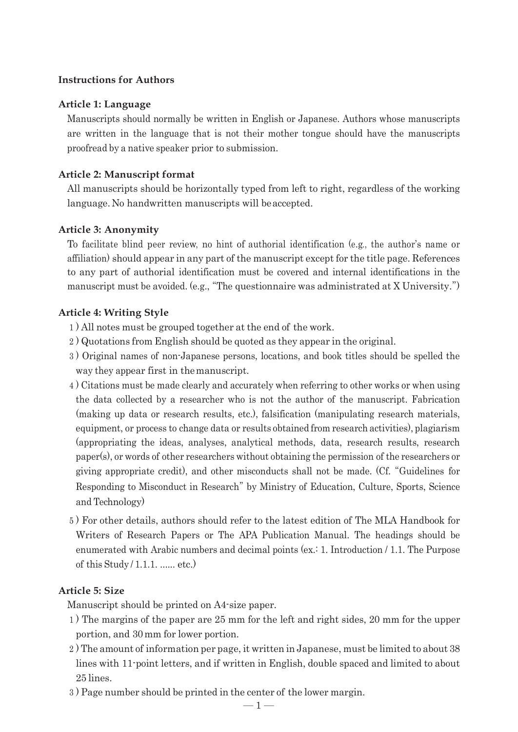## Instructions for Authors

### Article 1: Language

Manuscripts should normally be written in English or Japanese. Authors whose manuscripts are written in the language that is not their mother tongue should have the manuscripts proofread by a native speaker prior to submission.

### Article 2: Manuscript format

All manuscripts should be horizontally typed from left to right, regardless of the working language. No handwritten manuscripts will be accepted.

### Article 3: Anonymity

To facilitate blind peer review, no hint of authorial identification (e.g., the author's name or affiliation) should appear in any part of the manuscript except for the title page. References to any part of authorial identification must be covered and internal identifications in the manuscript must be avoided. (e.g., "The questionnaire was administrated at X University.")

### Article 4: Writing Style

1 ) All notes must be grouped together at the end of the work.

2 ) Quotations from English should be quoted as they appear in the original.

3 ) Original names of non-Japanese persons, locations, and book titles should be spelled the way they appear first in the manuscript.

4 ) Citations must be made clearly and accurately when referring to other works or when using the data collected by a researcher who is not the author of the manuscript. Fabrication (making up data or research results, etc.), falsification (manipulating research materials, equipment, or process to change data or results obtained from research activities), plagiarism (appropriating the ideas, analyses, analytical methods, data, research results, research paper(s), or words of other researchers without obtaining the permission of the researchers or giving appropriate credit), and other misconducts shall not be made. (Cf. "Guidelines for Responding to Misconduct in Research" by Ministry of Education, Culture, Sports, Science and Technology)

5 ) For other details, authors should refer to the latest edition of The MLA Handbook for Writers of Research Papers or The APA Publication Manual. The headings should be enumerated with Arabic numbers and decimal points (ex.: 1. Introduction / 1.1. The Purpose of this Study / 1.1.1. ...... etc.)

### Article 5: Size

Manuscript should be printed on A4-size paper.

1 ) The margins of the paper are 25 mm for the left and right sides, 20 mm for the upper portion, and 30 mm for lower portion.

2 ) The amount of information per page, it written in Japanese, must be limited to about 38 lines with 11-point letters, and if written in English, double spaced and limited to about 25 lines.

3 ) Page number should be printed in the center of the lower margin.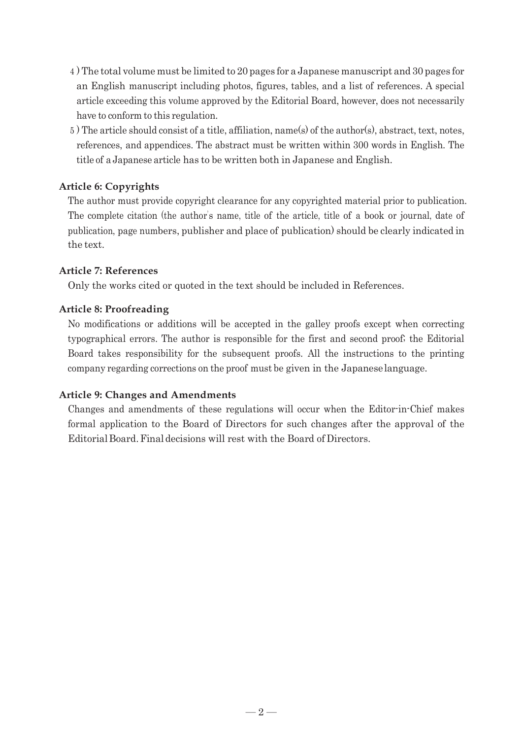4 ) The total volume must be limited to 20 pages for a Japanese manuscript and 30 pages for an English manuscript including photos, figures, tables, and a list of references. A special article exceeding this volume approved by the Editorial Board, however, does not necessarily have to conform to this regulation.

5 ) The article should consist of a title, affiliation, name(s) of the author(s), abstract, text, notes, references, and appendices. The abstract must be written within 300 words in English. The title of a Japanese article has to be written both in Japanese and English.

**Article 6: Copyrights**

The author must provide copyright clearance for any copyrighted material prior to publication. The complete citation (the author's name, title of the article, title of a book or journal, date of publication, page numbers, publisher and place of publication) should be clearly indicated in the text.

**Article 7: References**

Only the works cited or quoted in the text should be included in References.

**Article 8: Proofreading**

No modifications or additions will be accepted in the galley proofs except when correcting typographical errors. The author is responsible for the first and second proof; the Editorial Board takes responsibility for the subsequent proofs. All the instructions to the printing company regarding corrections on the proof must be given in the Japanese language.

**Article 9: Changes and Amendments**

Changes and amendments of these regulations will occur when the Editor-in-Chief makes formal application to the Board of Directors for such changes after the approval of the Editorial Board. Final decisions will rest with the Board of Directors.